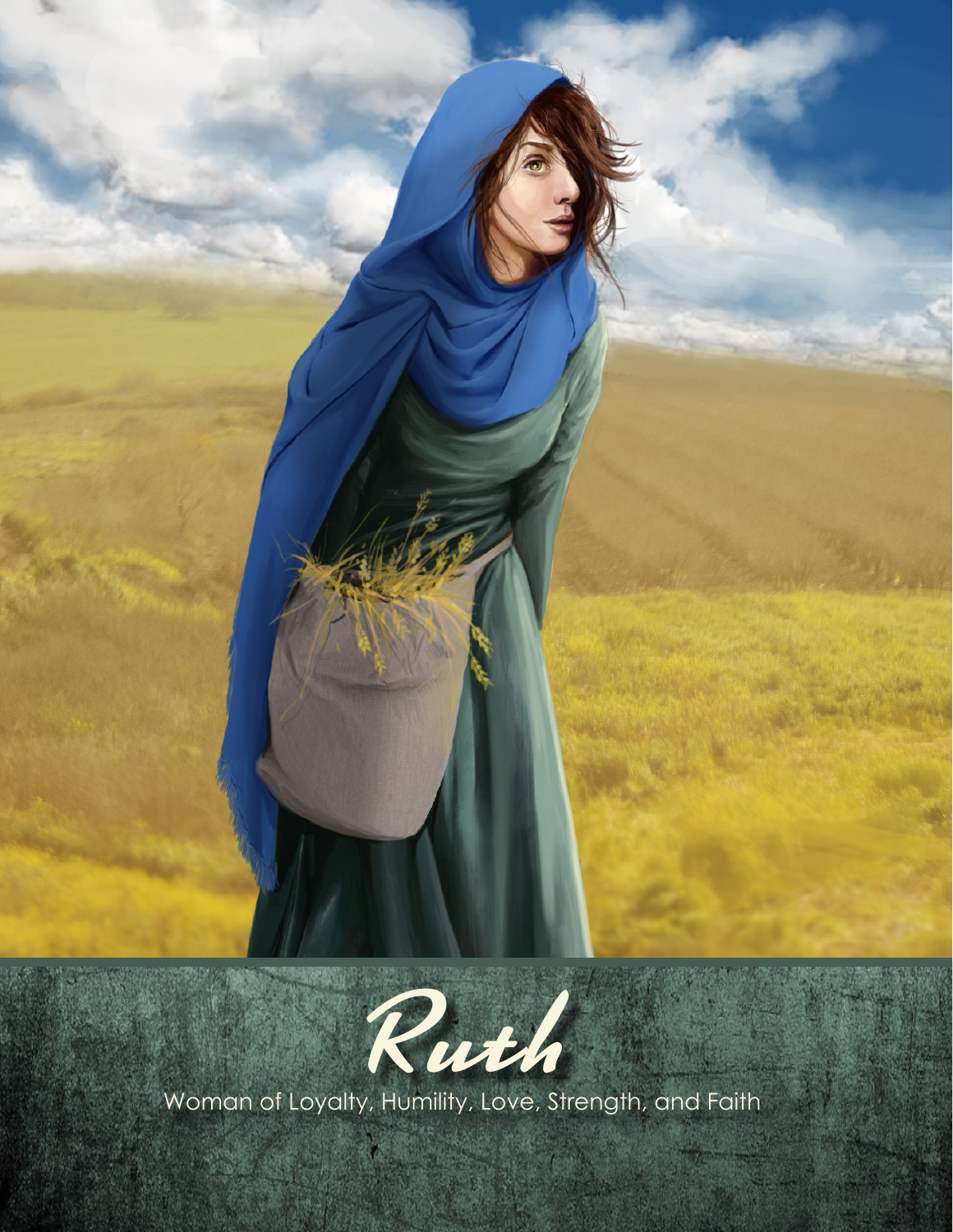# Ruth

Woman of Loyalty, Humility, Love, Strength, and Faith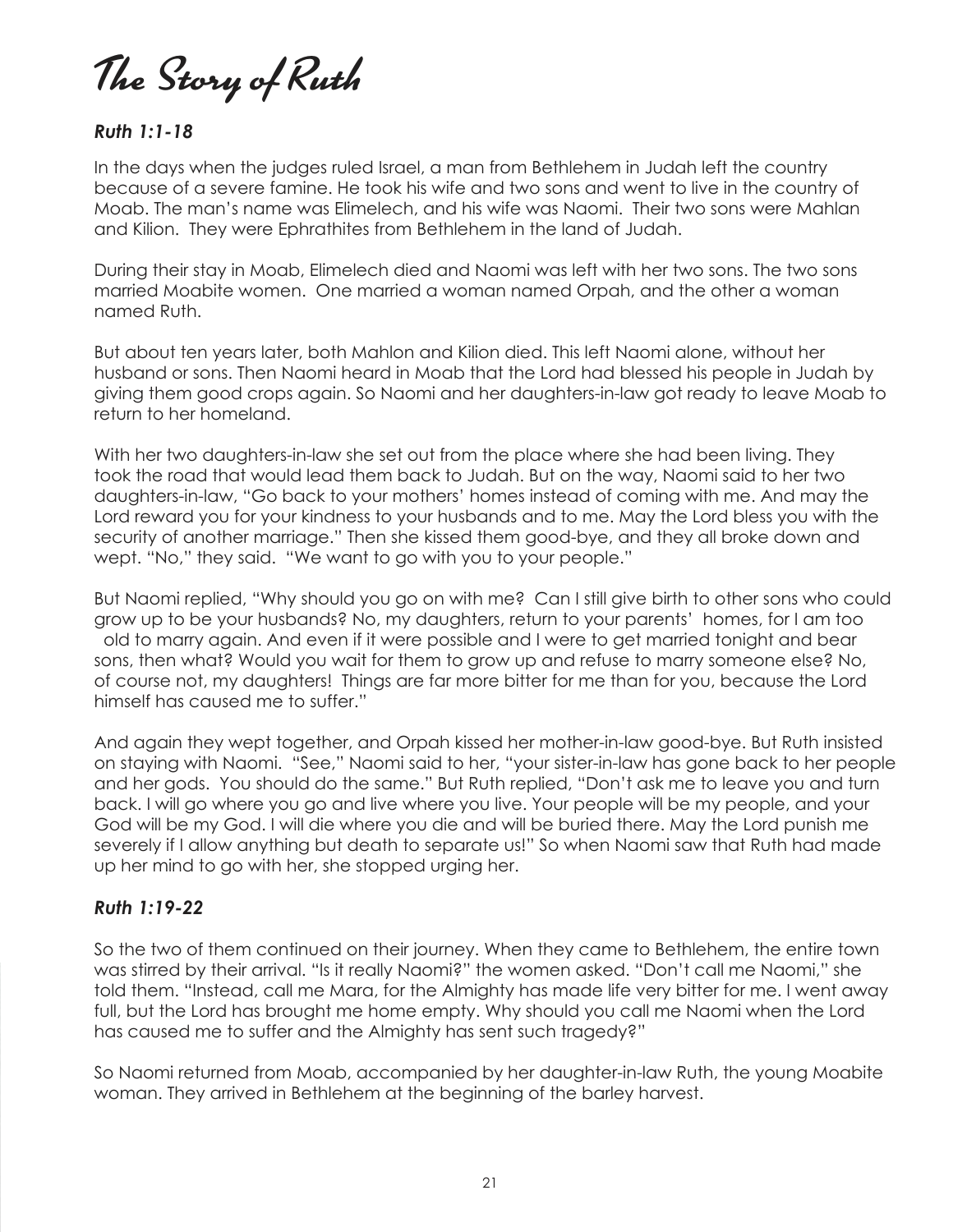# The Story of Ruth

## *Ruth 1:1-18*

In the days when the judges ruled Israel, a man from Bethlehem in Judah left the country because of a severe famine. He took his wife and two sons and went to live in the country of Moab. The man's name was Elimelech, and his wife was Naomi. Their two sons were Mahlan and Kilion. They were Ephrathites from Bethlehem in the land of Judah.

During their stay in Moab, Elimelech died and Naomi was left with her two sons. The two sons married Moabite women. One married a woman named Orpah, and the other a woman named Ruth.

But about ten years later, both Mahlon and Kilion died. This left Naomi alone, without her husband or sons. Then Naomi heard in Moab that the Lord had blessed his people in Judah by giving them good crops again. So Naomi and her daughters-in-law got ready to leave Moab to return to her homeland.

With her two daughters-in-law she set out from the place where she had been living. They took the road that would lead them back to Judah. But on the way, Naomi said to her two daughters-in-law, "Go back to your mothers' homes instead of coming with me. And may the Lord reward you for your kindness to your husbands and to me. May the Lord bless you with the security of another marriage." Then she kissed them good-bye, and they all broke down and wept. "No," they said. "We want to go with you to your people."

But Naomi replied, "Why should you go on with me? Can I still give birth to other sons who could grow up to be your husbands? No, my daughters, return to your parents' homes, for I am too old to marry again. And even if it were possible and I were to get married tonight and bear sons, then what? Would you wait for them to grow up and refuse to marry someone else? No, of course not, my daughters! Things are far more bitter for me than for you, because the Lord himself has caused me to suffer."

And again they wept together, and Orpah kissed her mother-in-law good-bye. But Ruth insisted on staying with Naomi. "See," Naomi said to her, "your sister-in-law has gone back to her people and her gods. You should do the same." But Ruth replied, "Don't ask me to leave you and turn back. I will go where you go and live where you live. Your people will be my people, and your God will be my God. I will die where you die and will be buried there. May the Lord punish me severely if I allow anything but death to separate us!" So when Naomi saw that Ruth had made up her mind to go with her, she stopped urging her.

## *Ruth 1:19-22*

So the two of them continued on their journey. When they came to Bethlehem, the entire town was stirred by their arrival. "Is it really Naomi?" the women asked. "Don't call me Naomi," she told them. "Instead, call me Mara, for the Almighty has made life very bitter for me. I went away full, but the Lord has brought me home empty. Why should you call me Naomi when the Lord has caused me to suffer and the Almighty has sent such tragedy?"

So Naomi returned from Moab, accompanied by her daughter-in-law Ruth, the young Moabite woman. They arrived in Bethlehem at the beginning of the barley harvest.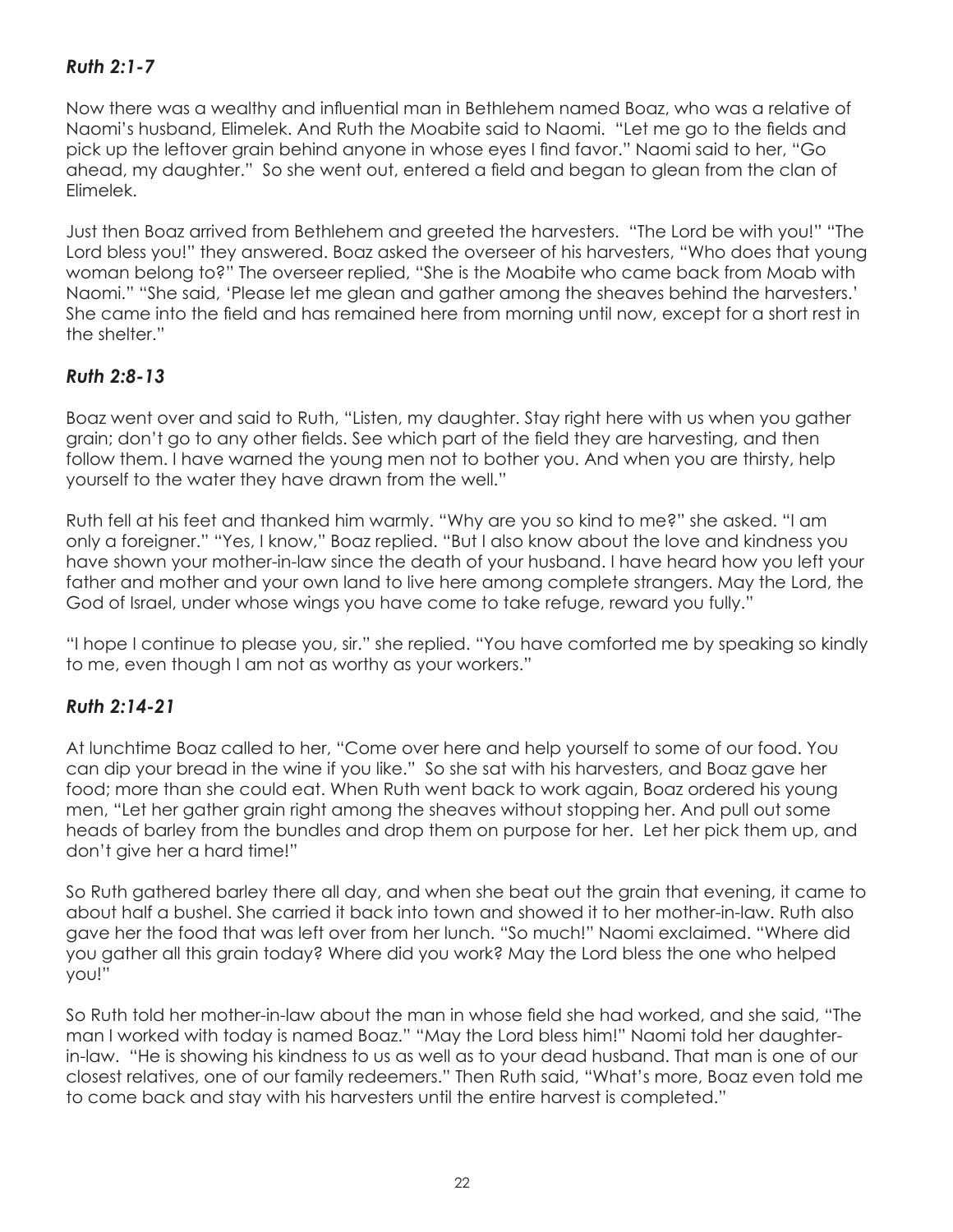### *Ruth 2:1-7*

Now there was a wealthy and influential man in Bethlehem named Boaz, who was a relative of Naomi's husband, Elimelek. And Ruth the Moabite said to Naomi. "Let me go to the fields and pick up the leftover grain behind anyone in whose eyes I find favor." Naomi said to her, "Go ahead, my daughter." So she went out, entered a field and began to glean from the clan of Elimelek.

Just then Boaz arrived from Bethlehem and greeted the harvesters. "The Lord be with you!" "The Lord bless you!" they answered. Boaz asked the overseer of his harvesters, "Who does that young woman belong to?" The overseer replied, "She is the Moabite who came back from Moab with Naomi." "She said, 'Please let me glean and gather among the sheaves behind the harvesters.' She came into the field and has remained here from morning until now, except for a short rest in the shelter."

### *Ruth 2:8-13*

Boaz went over and said to Ruth, "Listen, my daughter. Stay right here with us when you gather grain; don't go to any other fields. See which part of the field they are harvesting, and then follow them. I have warned the young men not to bother you. And when you are thirsty, help yourself to the water they have drawn from the well."

Ruth fell at his feet and thanked him warmly. "Why are you so kind to me?" she asked. "I am only a foreigner." "Yes, I know," Boaz replied. "But I also know about the love and kindness you have shown your mother-in-law since the death of your husband. I have heard how you left your father and mother and your own land to live here among complete strangers. May the Lord, the God of Israel, under whose wings you have come to take refuge, reward you fully."

"I hope I continue to please you, sir." she replied. "You have comforted me by speaking so kindly to me, even though I am not as worthy as your workers."

### *Ruth 2:14-21*

At lunchtime Boaz called to her, "Come over here and help yourself to some of our food. You can dip your bread in the wine if you like." So she sat with his harvesters, and Boaz gave her food; more than she could eat. When Ruth went back to work again, Boaz ordered his young men, "Let her gather grain right among the sheaves without stopping her. And pull out some heads of barley from the bundles and drop them on purpose for her. Let her pick them up, and don't give her a hard time!"

So Ruth gathered barley there all day, and when she beat out the grain that evening, it came to about half a bushel. She carried it back into town and showed it to her mother-in-law. Ruth also gave her the food that was left over from her lunch. "So much!" Naomi exclaimed. "Where did you gather all this grain today? Where did you work? May the Lord bless the one who helped you!"

So Ruth told her mother-in-law about the man in whose field she had worked, and she said, "The man I worked with today is named Boaz." "May the Lord bless him!" Naomi told her daughter-in-law. "He is showing his kindness to us as well as to your dead husband. That man is one of our closest relatives, one of our family redeemers." Then Ruth said, "What's more, Boaz even told me to come back and stay with his harvesters until the entire harvest is completed."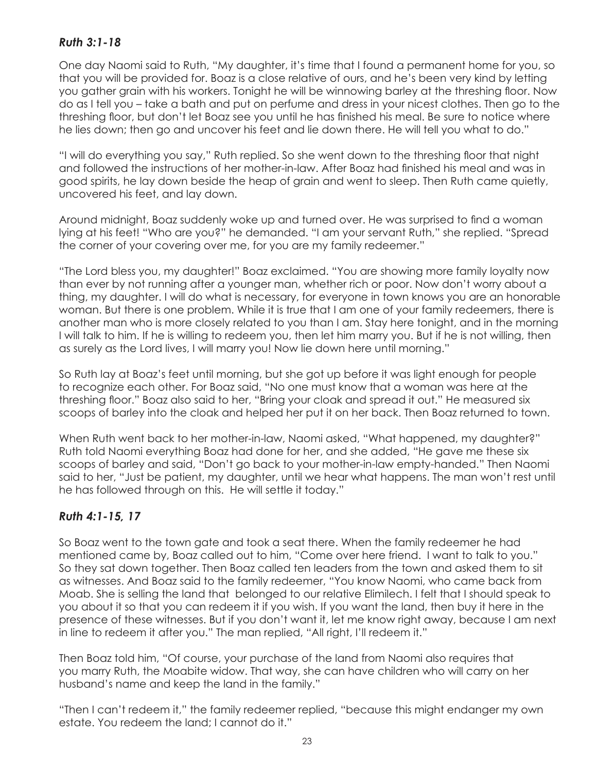## *Ruth 3:1-18*

One day Naomi said to Ruth, "My daughter, it's time that I found a permanent home for you, so that you will be provided for. Boaz is a close relative of ours, and he's been very kind by letting you gather grain with his workers. Tonight he will be winnowing barley at the threshing floor. Now do as I tell you – take a bath and put on perfume and dress in your nicest clothes. Then go to the threshing floor, but don't let Boaz see you until he has finished his meal. Be sure to notice where he lies down; then go and uncover his feet and lie down there. He will tell you what to do."

"I will do everything you say," Ruth replied. So she went down to the threshing floor that night and followed the instructions of her mother-in-law. After Boaz had finished his meal and was in good spirits, he lay down beside the heap of grain and went to sleep. Then Ruth came quietly, uncovered his feet, and lay down.

Around midnight, Boaz suddenly woke up and turned over. He was surprised to find a woman lying at his feet! "Who are you?" he demanded. "I am your servant Ruth," she replied. "Spread the corner of your covering over me, for you are my family redeemer."

"The Lord bless you, my daughter!" Boaz exclaimed. "You are showing more family loyalty now than ever by not running after a younger man, whether rich or poor. Now don't worry about a thing, my daughter. I will do what is necessary, for everyone in town knows you are an honorable woman. But there is one problem. While it is true that I am one of your family redeemers, there is another man who is more closely related to you than I am. Stay here tonight, and in the morning I will talk to him. If he is willing to redeem you, then let him marry you. But if he is not willing, then as surely as the Lord lives, I will marry you! Now lie down here until morning."

So Ruth lay at Boaz's feet until morning, but she got up before it was light enough for people to recognize each other. For Boaz said, "No one must know that a woman was here at the threshing floor." Boaz also said to her, "Bring your cloak and spread it out." He measured six scoops of barley into the cloak and helped her put it on her back. Then Boaz returned to town.

When Ruth went back to her mother-in-law, Naomi asked, "What happened, my daughter?" Ruth told Naomi everything Boaz had done for her, and she added, "He gave me these six scoops of barley and said, "Don't go back to your mother-in-law empty-handed." Then Naomi said to her, "Just be patient, my daughter, until we hear what happens. The man won't rest until he has followed through on this. He will settle it today."

## *Ruth 4:1-15, 17*

So Boaz went to the town gate and took a seat there. When the family redeemer he had mentioned came by, Boaz called out to him, "Come over here friend. I want to talk to you." So they sat down together. Then Boaz called ten leaders from the town and asked them to sit as witnesses. And Boaz said to the family redeemer, "You know Naomi, who came back from Moab. She is selling the land that belonged to our relative Elimilech. I felt that I should speak to you about it so that you can redeem it if you wish. If you want the land, then buy it here in the presence of these witnesses. But if you don't want it, let me know right away, because I am next in line to redeem it after you." The man replied, "All right, I'll redeem it."

Then Boaz told him, "Of course, your purchase of the land from Naomi also requires that you marry Ruth, the Moabite widow. That way, she can have children who will carry on her husband's name and keep the land in the family."

"Then I can't redeem it," the family redeemer replied, "because this might endanger my own estate. You redeem the land; I cannot do it."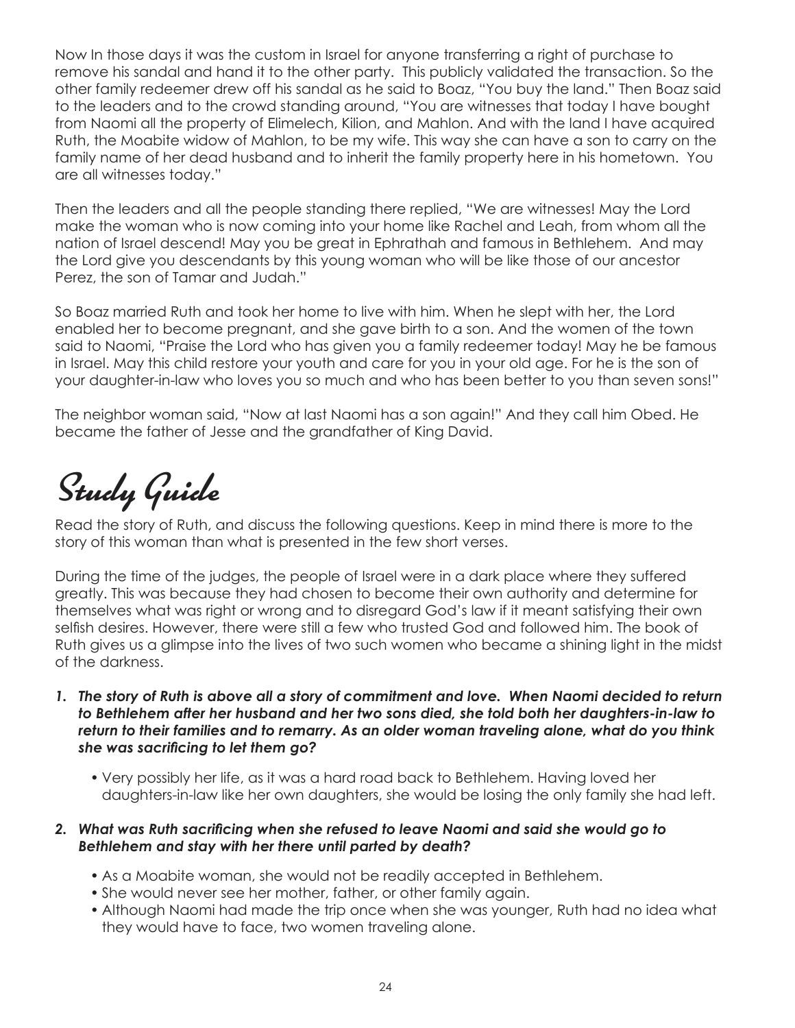Now In those days it was the custom in Israel for anyone transferring a right of purchase to remove his sandal and hand it to the other party. This publicly validated the transaction. So the other family redeemer drew off his sandal as he said to Boaz, "You buy the land." Then Boaz said to the leaders and to the crowd standing around, "You are witnesses that today I have bought from Naomi all the property of Elimelech, Kilion, and Mahlon. And with the land I have acquired Ruth, the Moabite widow of Mahlon, to be my wife. This way she can have a son to carry on the family name of her dead husband and to inherit the family property here in his hometown. You are all witnesses today."

Then the leaders and all the people standing there replied, "We are witnesses! May the Lord make the woman who is now coming into your home like Rachel and Leah, from whom all the nation of Israel descend! May you be great in Ephrathah and famous in Bethlehem. And may the Lord give you descendants by this young woman who will be like those of our ancestor Perez, the son of Tamar and Judah."

So Boaz married Ruth and took her home to live with him. When he slept with her, the Lord enabled her to become pregnant, and she gave birth to a son. And the women of the town said to Naomi, "Praise the Lord who has given you a family redeemer today! May he be famous in Israel. May this child restore your youth and care for you in your old age. For he is the son of your daughter-in-law who loves you so much and who has been better to you than seven sons!"

The neighbor woman said, "Now at last Naomi has a son again!" And they call him Obed. He became the father of Jesse and the grandfather of King David.

# Study Guide

Read the story of Ruth, and discuss the following questions. Keep in mind there is more to the story of this woman than what is presented in the few short verses.

During the time of the judges, the people of Israel were in a dark place where they suffered greatly. This was because they had chosen to become their own authority and determine for themselves what was right or wrong and to disregard God's law if it meant satisfying their own selfish desires. However, there were still a few who trusted God and followed him. The book of Ruth gives us a glimpse into the lives of two such women who became a shining light in the midst of the darkness.

1. ***The story of Ruth is above all a story of commitment and love. When Naomi decided to return to Bethlehem after her husband and her two sons died, she told both her daughters-in-law to return to their families and to remarry. As an older woman traveling alone, what do you think she was sacrificing to let them go?***
   - Very possibly her life, as it was a hard road back to Bethlehem. Having loved her daughters-in-law like her own daughters, she would be losing the only family she had left.

2. ***What was Ruth sacrificing when she refused to leave Naomi and said she would go to Bethlehem and stay with her there until parted by death?***
   - As a Moabite woman, she would not be readily accepted in Bethlehem.
   - She would never see her mother, father, or other family again.
   - Although Naomi had made the trip once when she was younger, Ruth had no idea what they would have to face, two women traveling alone.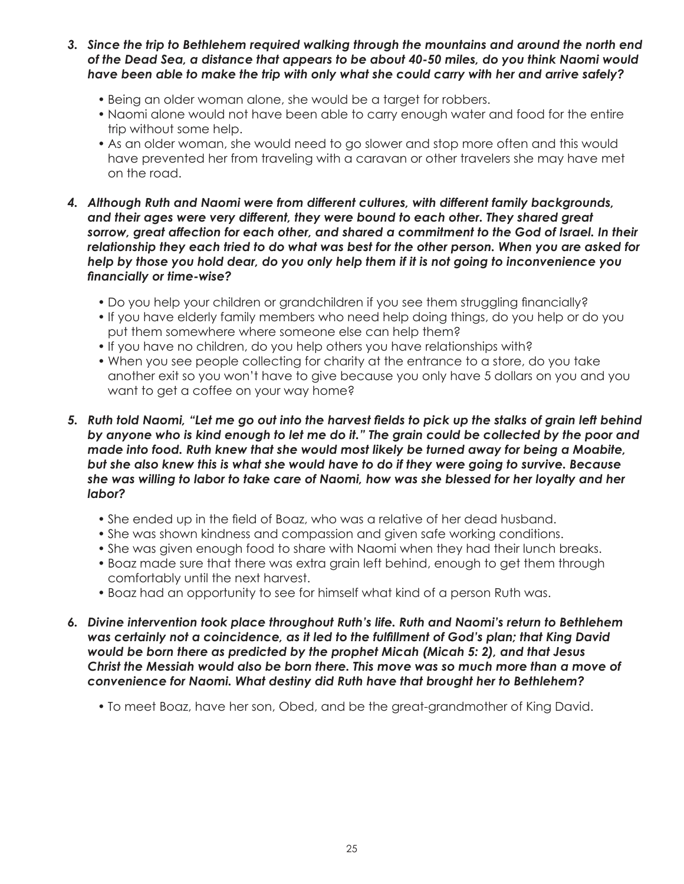3. ***Since the trip to Bethlehem required walking through the mountains and around the north end of the Dead Sea, a distance that appears to be about 40-50 miles, do you think Naomi would have been able to make the trip with only what she could carry with her and arrive safely?***

    - Being an older woman alone, she would be a target for robbers.
    - Naomi alone would not have been able to carry enough water and food for the entire trip without some help.
    - As an older woman, she would need to go slower and stop more often and this would have prevented her from traveling with a caravan or other travelers she may have met on the road.

4. ***Although Ruth and Naomi were from different cultures, with different family backgrounds, and their ages were very different, they were bound to each other. They shared great sorrow, great affection for each other, and shared a commitment to the God of Israel. In their relationship they each tried to do what was best for the other person. When you are asked for help by those you hold dear, do you only help them if it is not going to inconvenience you financially or time-wise?***

    - Do you help your children or grandchildren if you see them struggling financially?
    - If you have elderly family members who need help doing things, do you help or do you put them somewhere where someone else can help them?
    - If you have no children, do you help others you have relationships with?
    - When you see people collecting for charity at the entrance to a store, do you take another exit so you won't have to give because you only have 5 dollars on you and you want to get a coffee on your way home?

5. ***Ruth told Naomi, "Let me go out into the harvest fields to pick up the stalks of grain left behind by anyone who is kind enough to let me do it." The grain could be collected by the poor and made into food. Ruth knew that she would most likely be turned away for being a Moabite, but she also knew this is what she would have to do if they were going to survive. Because she was willing to labor to take care of Naomi, how was she blessed for her loyalty and her labor?***

    - She ended up in the field of Boaz, who was a relative of her dead husband.
    - She was shown kindness and compassion and given safe working conditions.
    - She was given enough food to share with Naomi when they had their lunch breaks.
    - Boaz made sure that there was extra grain left behind, enough to get them through comfortably until the next harvest.
    - Boaz had an opportunity to see for himself what kind of a person Ruth was.

6. ***Divine intervention took place throughout Ruth's life. Ruth and Naomi's return to Bethlehem was certainly not a coincidence, as it led to the fulfillment of God's plan; that King David would be born there as predicted by the prophet Micah (Micah 5: 2), and that Jesus Christ the Messiah would also be born there. This move was so much more than a move of convenience for Naomi. What destiny did Ruth have that brought her to Bethlehem?***

    - To meet Boaz, have her son, Obed, and be the great-grandmother of King David.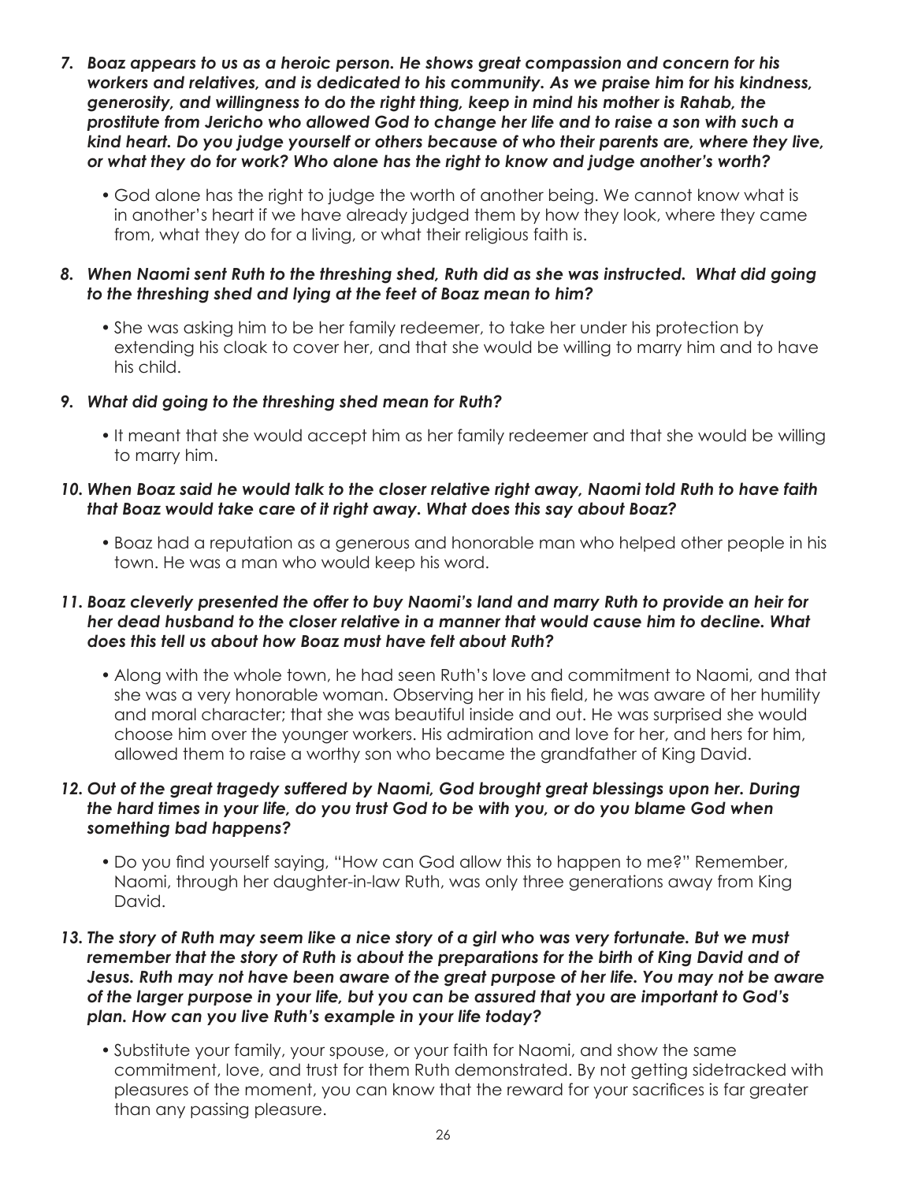7. ***Boaz appears to us as a heroic person. He shows great compassion and concern for his workers and relatives, and is dedicated to his community. As we praise him for his kindness, generosity, and willingness to do the right thing, keep in mind his mother is Rahab, the prostitute from Jericho who allowed God to change her life and to raise a son with such a kind heart. Do you judge yourself or others because of who their parents are, where they live, or what they do for work? Who alone has the right to know and judge another's worth?***

   - God alone has the right to judge the worth of another being. We cannot know what is in another's heart if we have already judged them by how they look, where they came from, what they do for a living, or what their religious faith is.

8. ***When Naomi sent Ruth to the threshing shed, Ruth did as she was instructed. What did going to the threshing shed and lying at the feet of Boaz mean to him?***

   - She was asking him to be her family redeemer, to take her under his protection by extending his cloak to cover her, and that she would be willing to marry him and to have his child.

9. ***What did going to the threshing shed mean for Ruth?***

   - It meant that she would accept him as her family redeemer and that she would be willing to marry him.

10. ***When Boaz said he would talk to the closer relative right away, Naomi told Ruth to have faith that Boaz would take care of it right away. What does this say about Boaz?***

    - Boaz had a reputation as a generous and honorable man who helped other people in his town. He was a man who would keep his word.

11. ***Boaz cleverly presented the offer to buy Naomi's land and marry Ruth to provide an heir for her dead husband to the closer relative in a manner that would cause him to decline. What does this tell us about how Boaz must have felt about Ruth?***

    - Along with the whole town, he had seen Ruth's love and commitment to Naomi, and that she was a very honorable woman. Observing her in his field, he was aware of her humility and moral character; that she was beautiful inside and out. He was surprised she would choose him over the younger workers. His admiration and love for her, and hers for him, allowed them to raise a worthy son who became the grandfather of King David.

12. ***Out of the great tragedy suffered by Naomi, God brought great blessings upon her. During the hard times in your life, do you trust God to be with you, or do you blame God when something bad happens?***

    - Do you find yourself saying, "How can God allow this to happen to me?" Remember, Naomi, through her daughter-in-law Ruth, was only three generations away from King David.

13. ***The story of Ruth may seem like a nice story of a girl who was very fortunate. But we must remember that the story of Ruth is about the preparations for the birth of King David and of Jesus. Ruth may not have been aware of the great purpose of her life. You may not be aware of the larger purpose in your life, but you can be assured that you are important to God's plan. How can you live Ruth's example in your life today?***

    - Substitute your family, your spouse, or your faith for Naomi, and show the same commitment, love, and trust for them Ruth demonstrated. By not getting sidetracked with pleasures of the moment, you can know that the reward for your sacrifices is far greater than any passing pleasure.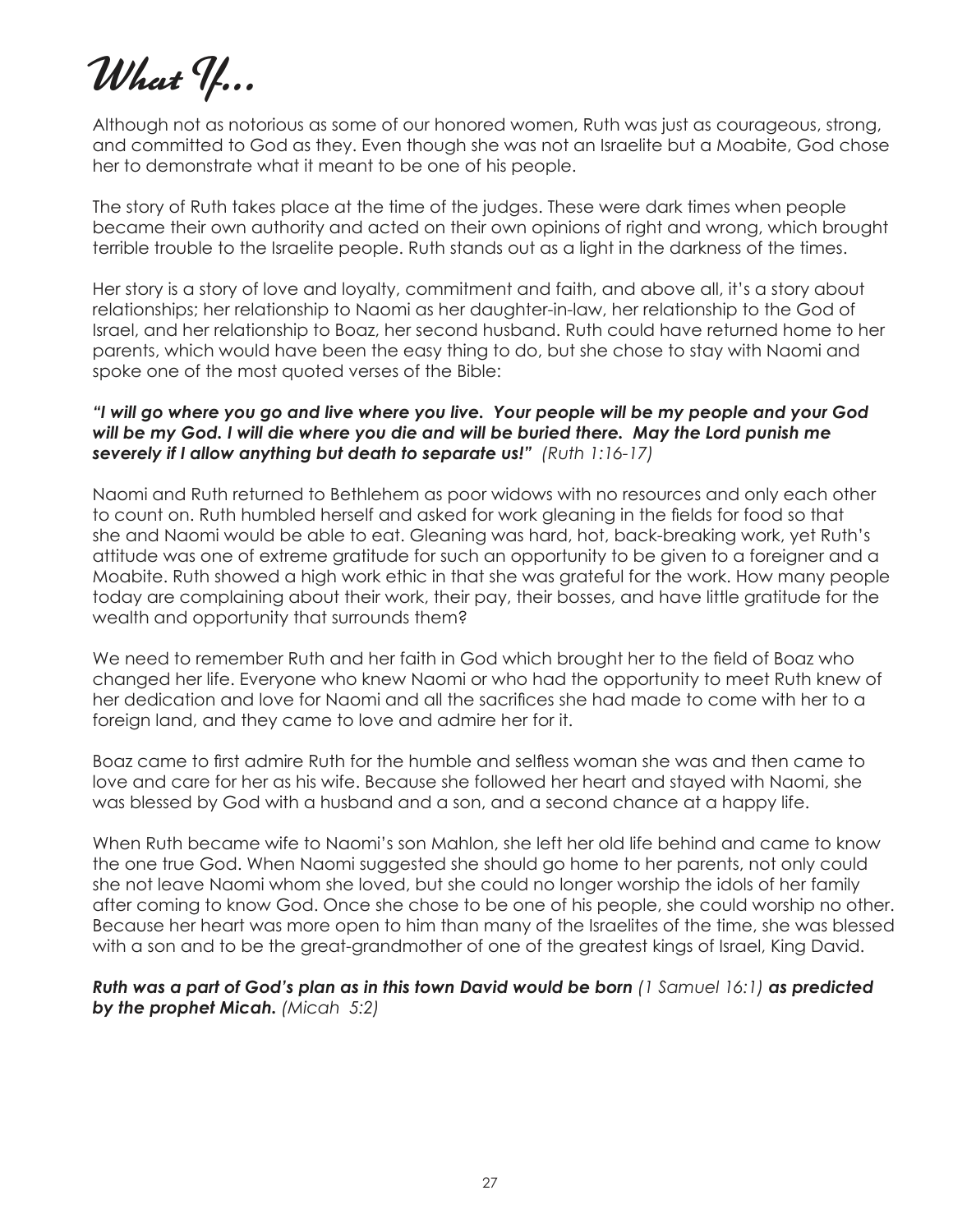# What If...

Although not as notorious as some of our honored women, Ruth was just as courageous, strong, and committed to God as they. Even though she was not an Israelite but a Moabite, God chose her to demonstrate what it meant to be one of his people.

The story of Ruth takes place at the time of the judges. These were dark times when people became their own authority and acted on their own opinions of right and wrong, which brought terrible trouble to the Israelite people. Ruth stands out as a light in the darkness of the times.

Her story is a story of love and loyalty, commitment and faith, and above all, it's a story about relationships; her relationship to Naomi as her daughter-in-law, her relationship to the God of Israel, and her relationship to Boaz, her second husband. Ruth could have returned home to her parents, which would have been the easy thing to do, but she chose to stay with Naomi and spoke one of the most quoted verses of the Bible:

***"I will go where you go and live where you live. Your people will be my people and your God will be my God. I will die where you die and will be buried there. May the Lord punish me severely if I allow anything but death to separate us!"*** *(Ruth 1:16-17)*

Naomi and Ruth returned to Bethlehem as poor widows with no resources and only each other to count on. Ruth humbled herself and asked for work gleaning in the fields for food so that she and Naomi would be able to eat. Gleaning was hard, hot, back-breaking work, yet Ruth's attitude was one of extreme gratitude for such an opportunity to be given to a foreigner and a Moabite. Ruth showed a high work ethic in that she was grateful for the work. How many people today are complaining about their work, their pay, their bosses, and have little gratitude for the wealth and opportunity that surrounds them?

We need to remember Ruth and her faith in God which brought her to the field of Boaz who changed her life. Everyone who knew Naomi or who had the opportunity to meet Ruth knew of her dedication and love for Naomi and all the sacrifices she had made to come with her to a foreign land, and they came to love and admire her for it.

Boaz came to first admire Ruth for the humble and selfless woman she was and then came to love and care for her as his wife. Because she followed her heart and stayed with Naomi, she was blessed by God with a husband and a son, and a second chance at a happy life.

When Ruth became wife to Naomi's son Mahlon, she left her old life behind and came to know the one true God. When Naomi suggested she should go home to her parents, not only could she not leave Naomi whom she loved, but she could no longer worship the idols of her family after coming to know God. Once she chose to be one of his people, she could worship no other. Because her heart was more open to him than many of the Israelites of the time, she was blessed with a son and to be the great-grandmother of one of the greatest kings of Israel, King David.

***Ruth was a part of God's plan as in this town David would be born*** *(1 Samuel 16:1)* ***as predicted by the prophet Micah.*** *(Micah 5:2)*